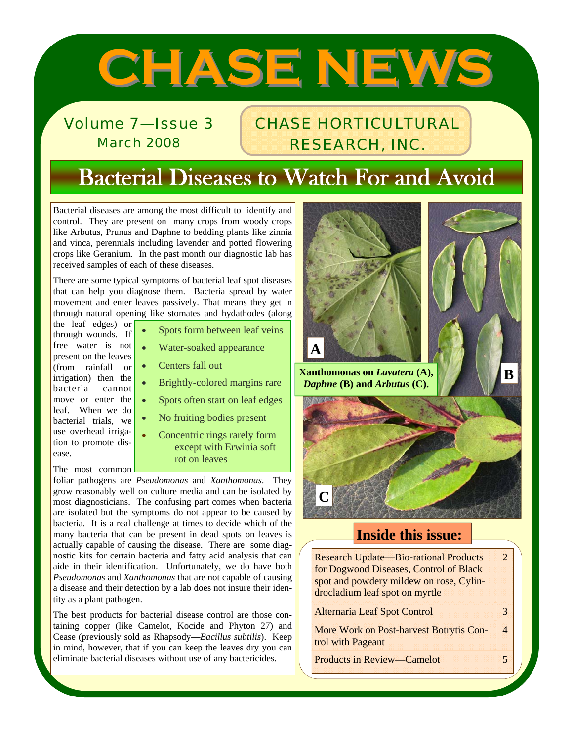# CHASE NEWS

Volume 7—Issue 3
March 2008

CHASE HORTICULTURAL RESEARCH, INC.

## Bacterial Diseases to Watch For and Avoid

Bacterial diseases are among the most difficult to identify and control. They are present on many crops from woody crops like Arbutus, Prunus and Daphne to bedding plants like zinnia and vinca, perennials including lavender and potted flowering crops like Geranium. In the past month our diagnostic lab has received samples of each of these diseases.

There are some typical symptoms of bacterial leaf spot diseases that can help you diagnose them. Bacteria spread by water movement and enter leaves passively. That means they get in through natural opening like stomates and hydathodes (along the leaf edges) or through wounds. If free water is not present on the leaves (from rainfall or irrigation) then the bacteria cannot move or enter the leaf. When we do bacterial trials, we use overhead irrigation to promote disease.

- Spots form between leaf veins
- Water-soaked appearance
- Centers fall out
- Brightly-colored margins rare
- Spots often start on leaf edges
- No fruiting bodies present
- Concentric rings rarely form except with Erwinia soft rot on leaves

The most common foliar pathogens are *Pseudomonas* and *Xanthomonas*. They grow reasonably well on culture media and can be isolated by most diagnosticians. The confusing part comes when bacteria are isolated but the symptoms do not appear to be caused by bacteria. It is a real challenge at times to decide which of the many bacteria that can be present in dead spots on leaves is actually capable of causing the disease. There are some diagnostic kits for certain bacteria and fatty acid analysis that can aide in their identification. Unfortunately, we do have both *Pseudomonas* and *Xanthomonas* that are not capable of causing a disease and their detection by a lab does not insure their identity as a plant pathogen.

The best products for bacterial disease control are those containing copper (like Camelot, Kocide and Phyton 27) and Cease (previously sold as Rhapsody—*Bacillus subtilis*). Keep in mind, however, that if you can keep the leaves dry you can eliminate bacterial diseases without use of any bactericides.

**Xanthomonas on *Lavatera* (A), *Daphne* (B) and *Arbutus* (C).**

### Inside this issue:

| | |
|---|---|
| Research Update—Bio-rational Products for Dogwood Diseases, Control of Black spot and powdery mildew on rose, Cylindrocladium leaf spot on myrtle | 2 |
| Alternaria Leaf Spot Control | 3 |
| More Work on Post-harvest Botrytis Control with Pageant | 4 |
| Products in Review—Camelot | 5 |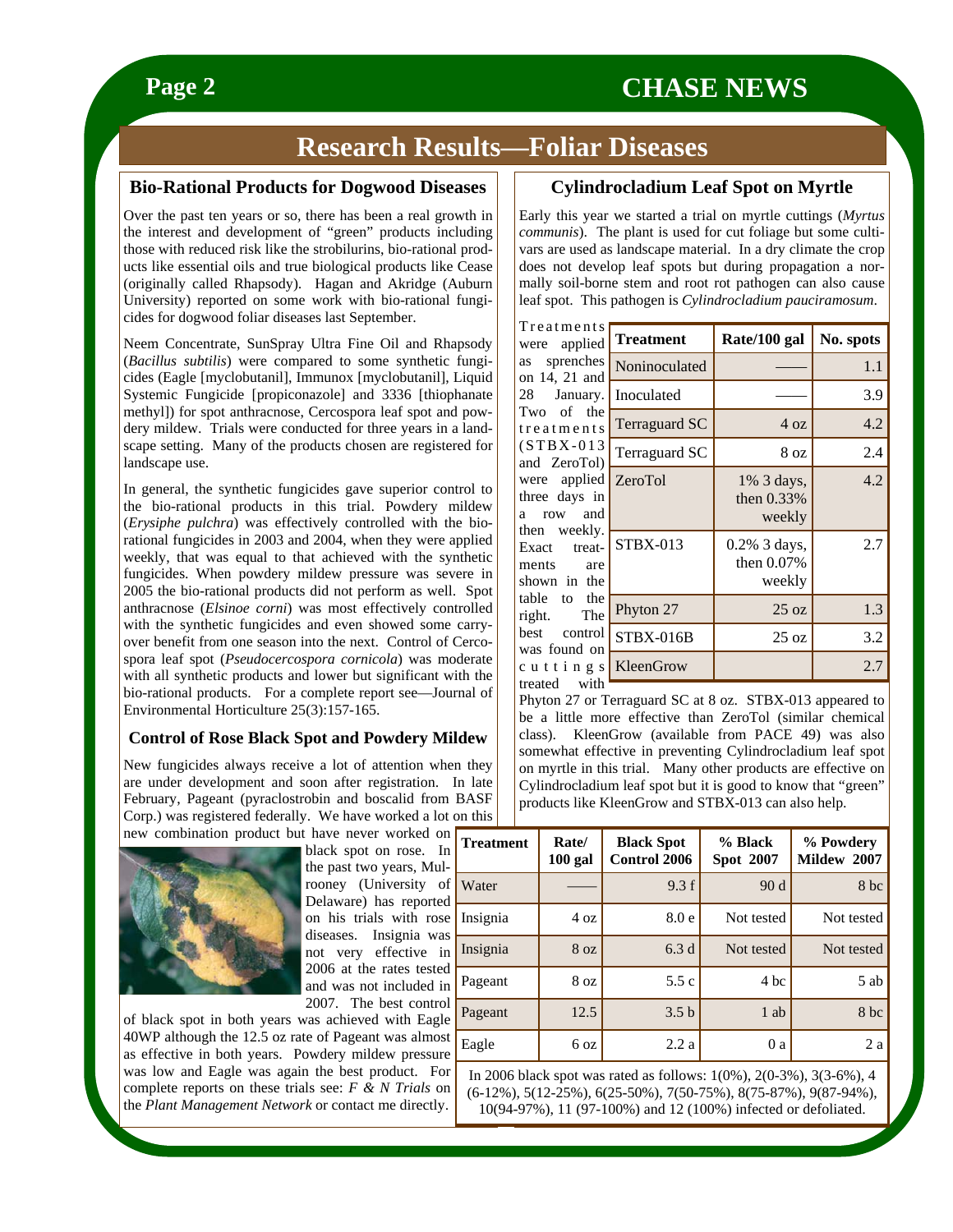## Research Results—Foliar Diseases

### Bio-Rational Products for Dogwood Diseases

Over the past ten years or so, there has been a real growth in the interest and development of "green" products including those with reduced risk like the strobilurins, bio-rational products like essential oils and true biological products like Cease (originally called Rhapsody). Hagan and Akridge (Auburn University) reported on some work with bio-rational fungicides for dogwood foliar diseases last September.

Neem Concentrate, SunSpray Ultra Fine Oil and Rhapsody (*Bacillus subtilis*) were compared to some synthetic fungicides (Eagle [myclobutanil], Immunox [myclobutanil], Liquid Systemic Fungicide [propiconazole] and 3336 [thiophanate methyl]) for spot anthracnose, Cercospora leaf spot and powdery mildew. Trials were conducted for three years in a landscape setting. Many of the products chosen are registered for landscape use.

In general, the synthetic fungicides gave superior control to the bio-rational products in this trial. Powdery mildew (*Erysiphe pulchra*) was effectively controlled with the bio-rational fungicides in 2003 and 2004, when they were applied weekly, that was equal to that achieved with the synthetic fungicides. When powdery mildew pressure was severe in 2005 the bio-rational products did not perform as well. Spot anthracnose (*Elsinoe corni*) was most effectively controlled with the synthetic fungicides and even showed some carry-over benefit from one season into the next. Control of Cercospora leaf spot (*Pseudocercospora cornicola*) was moderate with all synthetic products and lower but significant with the bio-rational products. For a complete report see—Journal of Environmental Horticulture 25(3):157-165.

### Control of Rose Black Spot and Powdery Mildew

New fungicides always receive a lot of attention when they are under development and soon after registration. In late February, Pageant (pyraclostrobin and boscalid from BASF Corp.) was registered federally. We have worked a lot on this new combination product but have never worked on black spot on rose. In the past two years, Mulrooney (University of Delaware) has reported on his trials with rose diseases. Insignia was not very effective in 2006 at the rates tested and was not included in 2007. The best control of black spot in both years was achieved with Eagle 40WP although the 12.5 oz rate of Pageant was almost as effective in both years. Powdery mildew pressure was low and Eagle was again the best product. For complete reports on these trials see: *F & N Trials* on the *Plant Management Network* or contact me directly.

| Treatment | Rate/ 100 gal | Black Spot Control 2006 | % Black Spot 2007 | % Powdery Mildew 2007 |
|---|---|---|---|---|
| Water | —— | 9.3 f | 90 d | 8 bc |
| Insignia | 4 oz | 8.0 e | Not tested | Not tested |
| Insignia | 8 oz | 6.3 d | Not tested | Not tested |
| Pageant | 8 oz | 5.5 c | 4 bc | 5 ab |
| Pageant | 12.5 | 3.5 b | 1 ab | 8 bc |
| Eagle | 6 oz | 2.2 a | 0 a | 2 a |

In 2006 black spot was rated as follows: 1(0%), 2(0-3%), 3(3-6%), 4 (6-12%), 5(12-25%), 6(25-50%), 7(50-75%), 8(75-87%), 9(87-94%), 10(94-97%), 11 (97-100%) and 12 (100%) infected or defoliated.

### Cylindrocladium Leaf Spot on Myrtle

Early this year we started a trial on myrtle cuttings (*Myrtus communis*). The plant is used for cut foliage but some cultivars are used as landscape material. In a dry climate the crop does not develop leaf spots but during propagation a normally soil-borne stem and root rot pathogen can also cause leaf spot. This pathogen is *Cylindrocladium pauciramosum*.

Treatments were applied as sprenches on 14, 21 and 28 January. Two of the treatments (STBX-013 and ZeroTol) were applied three days in a row and then weekly. Exact treatments are shown in the table to the right. The best control was found on cuttings treated with Phyton 27 or Terraguard SC at 8 oz. STBX-013 appeared to be a little more effective than ZeroTol (similar chemical class). KleenGrow (available from PACE 49) was also somewhat effective in preventing Cylindrocladium leaf spot on myrtle in this trial. Many other products are effective on Cylindrocladium leaf spot but it is good to know that "green" products like KleenGrow and STBX-013 can also help.

| Treatment | Rate/100 gal | No. spots |
|---|---|---|
| Noninoculated | —— | 1.1 |
| Inoculated | —— | 3.9 |
| Terraguard SC | 4 oz | 4.2 |
| Terraguard SC | 8 oz | 2.4 |
| ZeroTol | 1% 3 days, then 0.33% weekly | 4.2 |
| STBX-013 | 0.2% 3 days, then 0.07% weekly | 2.7 |
| Phyton 27 | 25 oz | 1.3 |
| STBX-016B | 25 oz | 3.2 |
| KleenGrow | | 2.7 |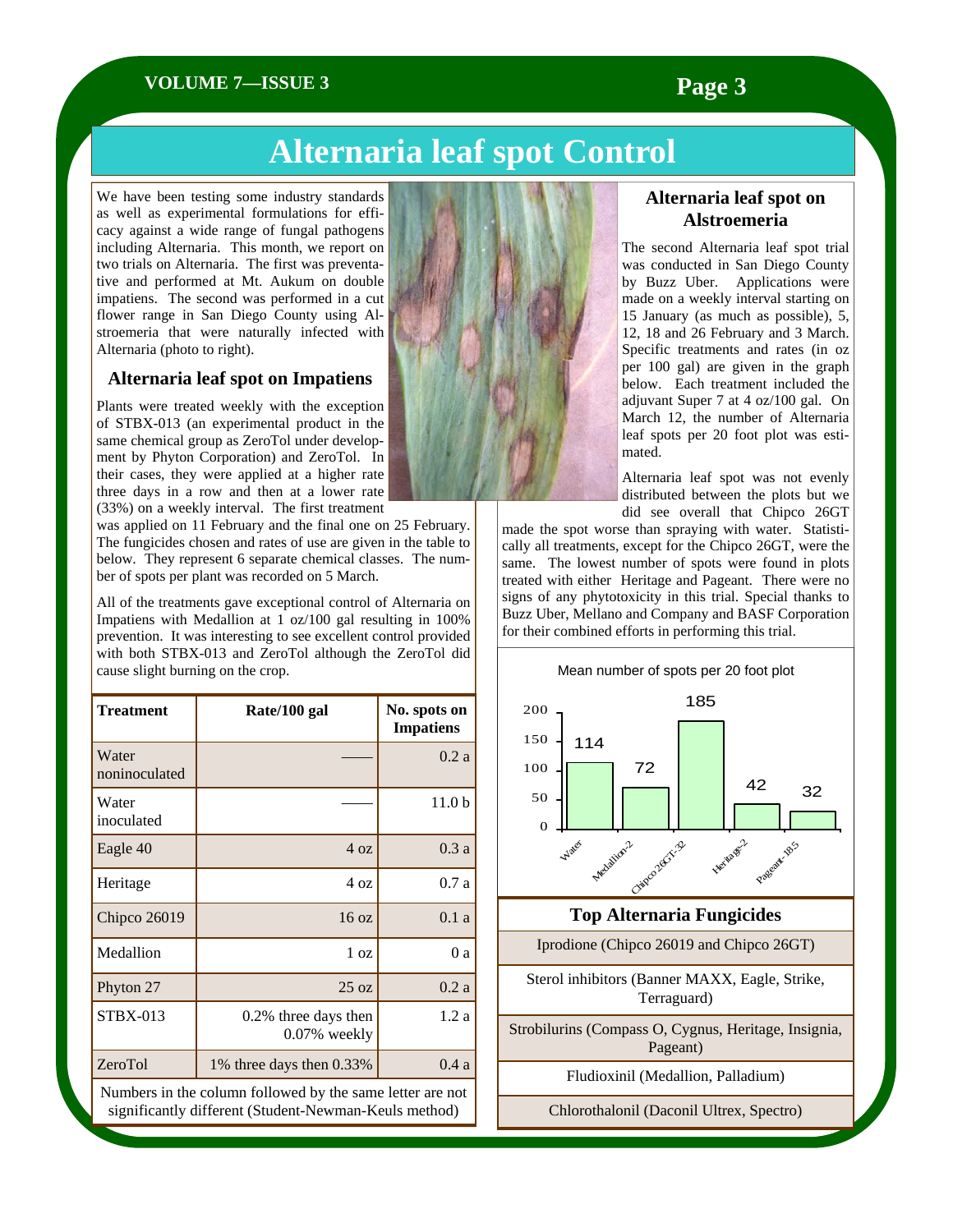# Alternaria leaf spot Control

We have been testing some industry standards as well as experimental formulations for efficacy against a wide range of fungal pathogens including Alternaria. This month, we report on two trials on Alternaria. The first was preventative and performed at Mt. Aukum on double impatiens. The second was performed in a cut flower range in San Diego County using Alstroemeria that were naturally infected with Alternaria (photo to right).

## Alternaria leaf spot on Impatiens

Plants were treated weekly with the exception of STBX-013 (an experimental product in the same chemical group as ZeroTol under development by Phyton Corporation) and ZeroTol. In their cases, they were applied at a higher rate three days in a row and then at a lower rate (33%) on a weekly interval. The first treatment was applied on 11 February and the final one on 25 February. The fungicides chosen and rates of use are given in the table to below. They represent 6 separate chemical classes. The number of spots per plant was recorded on 5 March.

All of the treatments gave exceptional control of Alternaria on Impatiens with Medallion at 1 oz/100 gal resulting in 100% prevention. It was interesting to see excellent control provided with both STBX-013 and ZeroTol although the ZeroTol did cause slight burning on the crop.

| Treatment | Rate/100 gal | No. spots on Impatiens |
|---|---|---|
| Water noninoculated | —— | 0.2 a |
| Water inoculated | —— | 11.0 b |
| Eagle 40 | 4 oz | 0.3 a |
| Heritage | 4 oz | 0.7 a |
| Chipco 26019 | 16 oz | 0.1 a |
| Medallion | 1 oz | 0 a |
| Phyton 27 | 25 oz | 0.2 a |
| STBX-013 | 0.2% three days then 0.07% weekly | 1.2 a |
| ZeroTol | 1% three days then 0.33% | 0.4 a |

Numbers in the column followed by the same letter are not significantly different (Student-Newman-Keuls method)

## Alternaria leaf spot on Alstroemeria

The second Alternaria leaf spot trial was conducted in San Diego County by Buzz Uber. Applications were made on a weekly interval starting on 15 January (as much as possible), 5, 12, 18 and 26 February and 3 March. Specific treatments and rates (in oz per 100 gal) are given in the graph below. Each treatment included the adjuvant Super 7 at 4 oz/100 gal. On March 12, the number of Alternaria leaf spots per 20 foot plot was estimated.

Alternaria leaf spot was not evenly distributed between the plots but we did see overall that Chipco 26GT made the spot worse than spraying with water. Statistically all treatments, except for the Chipco 26GT, were the same. The lowest number of spots were found in plots treated with either Heritage and Pageant. There were no signs of any phytotoxicity in this trial. Special thanks to Buzz Uber, Mellano and Company and BASF Corporation for their combined efforts in performing this trial.

Mean number of spots per 20 foot plot

| Treatment | Mean number of spots |
|---|---|
| Water | 114 |
| Medallion-2 | 72 |
| Chipco 26GT-32 | 185 |
| Heritage-2 | 42 |
| Pageant-18.5 | 32 |

## Top Alternaria Fungicides

| Top Alternaria Fungicides |
|---|
| Iprodione (Chipco 26019 and Chipco 26GT) |
| Sterol inhibitors (Banner MAXX, Eagle, Strike, Terraguard) |
| Strobilurins (Compass O, Cygnus, Heritage, Insignia, Pageant) |
| Fludioxinil (Medallion, Palladium) |
| Chlorothalonil (Daconil Ultrex, Spectro) |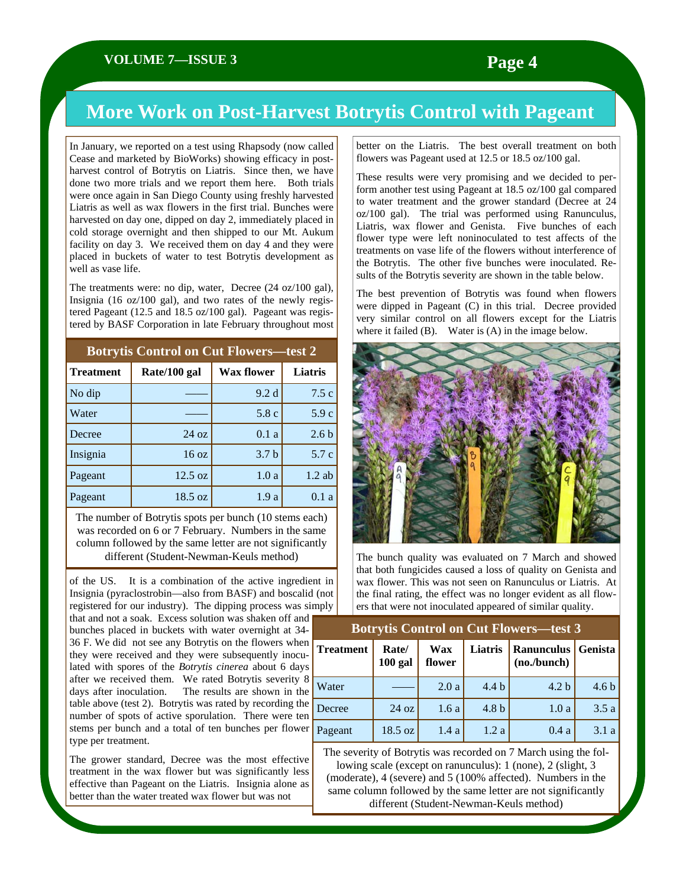# More Work on Post-Harvest Botrytis Control with Pageant

In January, we reported on a test using Rhapsody (now called Cease and marketed by BioWorks) showing efficacy in post-harvest control of Botrytis on Liatris. Since then, we have done two more trials and we report them here. Both trials were once again in San Diego County using freshly harvested Liatris as well as wax flowers in the first trial. Bunches were harvested on day one, dipped on day 2, immediately placed in cold storage overnight and then shipped to our Mt. Aukum facility on day 3. We received them on day 4 and they were placed in buckets of water to test Botrytis development as well as vase life.

The treatments were: no dip, water, Decree (24 oz/100 gal), Insignia (16 oz/100 gal), and two rates of the newly registered Pageant (12.5 and 18.5 oz/100 gal). Pageant was registered by BASF Corporation in late February throughout most of the US. It is a combination of the active ingredient in Insignia (pyraclostrobin—also from BASF) and boscalid (not registered for our industry). The dipping process was simply that and not a soak. Excess solution was shaken off and bunches placed in buckets with water overnight at 34-36 F. We did not see any Botrytis on the flowers when they were received and they were subsequently inoculated with spores of the *Botrytis cinerea* about 6 days after we received them. We rated Botrytis severity 8 days after inoculation. The results are shown in the table above (test 2). Botrytis was rated by recording the number of spots of active sporulation. There were ten stems per bunch and a total of ten bunches per flower type per treatment.

**Botrytis Control on Cut Flowers—test 2**

| Treatment | Rate/100 gal | Wax flower | Liatris |
|---|---|---|---|
| No dip | —— | 9.2 d | 7.5 c |
| Water | —— | 5.8 c | 5.9 c |
| Decree | 24 oz | 0.1 a | 2.6 b |
| Insignia | 16 oz | 3.7 b | 5.7 c |
| Pageant | 12.5 oz | 1.0 a | 1.2 ab |
| Pageant | 18.5 oz | 1.9 a | 0.1 a |

The number of Botrytis spots per bunch (10 stems each) was recorded on 6 or 7 February. Numbers in the same column followed by the same letter are not significantly different (Student-Newman-Keuls method)

The grower standard, Decree was the most effective treatment in the wax flower but was significantly less effective than Pageant on the Liatris. Insignia alone as better than the water treated wax flower but was not better on the Liatris. The best overall treatment on both flowers was Pageant used at 12.5 or 18.5 oz/100 gal.

These results were very promising and we decided to perform another test using Pageant at 18.5 oz/100 gal compared to water treatment and the grower standard (Decree at 24 oz/100 gal). The trial was performed using Ranunculus, Liatris, wax flower and Genista. Five bunches of each flower type were left noninoculated to test affects of the treatments on vase life of the flowers without interference of the Botrytis. The other five bunches were inoculated. Results of the Botrytis severity are shown in the table below.

The best prevention of Botrytis was found when flowers were dipped in Pageant (C) in this trial. Decree provided very similar control on all flowers except for the Liatris where it failed (B). Water is (A) in the image below.

The bunch quality was evaluated on 7 March and showed that both fungicides caused a loss of quality on Genista and wax flower. This was not seen on Ranunculus or Liatris. At the final rating, the effect was no longer evident as all flowers that were not inoculated appeared of similar quality.

**Botrytis Control on Cut Flowers—test 3**

| Treatment | Rate/ 100 gal | Wax flower | Liatris | Ranunculus (no./bunch) | Genista |
|---|---|---|---|---|---|
| Water | —— | 2.0 a | 4.4 b | 4.2 b | 4.6 b |
| Decree | 24 oz | 1.6 a | 4.8 b | 1.0 a | 3.5 a |
| Pageant | 18.5 oz | 1.4 a | 1.2 a | 0.4 a | 3.1 a |

The severity of Botrytis was recorded on 7 March using the following scale (except on ranunculus): 1 (none), 2 (slight, 3 (moderate), 4 (severe) and 5 (100% affected). Numbers in the same column followed by the same letter are not significantly different (Student-Newman-Keuls method)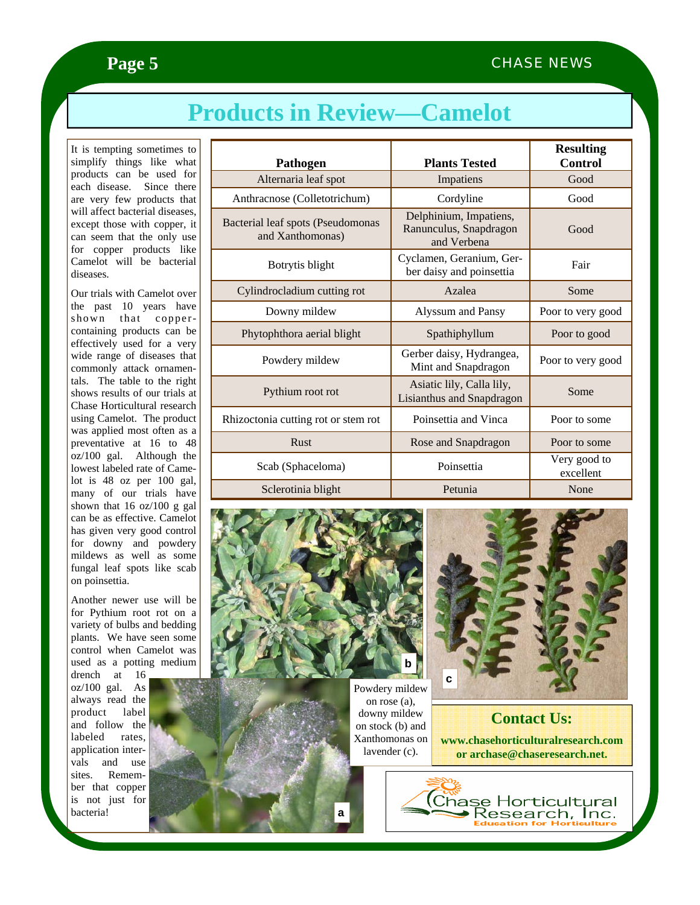# Products in Review—Camelot

It is tempting sometimes to simplify things like what products can be used for each disease. Since there are very few products that will affect bacterial diseases, except those with copper, it can seem that the only use for copper products like Camelot will be bacterial diseases.

Our trials with Camelot over the past 10 years have shown that copper-containing products can be effectively used for a very wide range of diseases that commonly attack ornamentals. The table to the right shows results of our trials at Chase Horticultural research using Camelot. The product was applied most often as a preventative at 16 to 48 oz/100 gal. Although the lowest labeled rate of Camelot is 48 oz per 100 gal, many of our trials have shown that 16 oz/100 g gal can be as effective. Camelot has given very good control for downy and powdery mildews as well as some fungal leaf spots like scab on poinsettia.

Another newer use will be for Pythium root rot on a variety of bulbs and bedding plants. We have seen some control when Camelot was used as a potting medium drench at 16 oz/100 gal. As always read the product label and follow the labeled rates, application intervals and use sites. Remember that copper is not just for bacteria!

| Pathogen | Plants Tested | Resulting Control |
|---|---|---|
| Alternaria leaf spot | Impatiens | Good |
| Anthracnose (Colletotrichum) | Cordyline | Good |
| Bacterial leaf spots (Pseudomonas and Xanthomonas) | Delphinium, Impatiens, Ranunculus, Snapdragon and Verbena | Good |
| Botrytis blight | Cyclamen, Geranium, Gerber daisy and poinsettia | Fair |
| Cylindrocladium cutting rot | Azalea | Some |
| Downy mildew | Alyssum and Pansy | Poor to very good |
| Phytophthora aerial blight | Spathiphyllum | Poor to good |
| Powdery mildew | Gerber daisy, Hydrangea, Mint and Snapdragon | Poor to very good |
| Pythium root rot | Asiatic lily, Calla lily, Lisianthus and Snapdragon | Some |
| Rhizoctonia cutting rot or stem rot | Poinsettia and Vinca | Poor to some |
| Rust | Rose and Snapdragon | Poor to some |
| Scab (Sphaceloma) | Poinsettia | Very good to excellent |
| Sclerotinia blight | Petunia | None |

Powdery mildew on rose (a), downy mildew on stock (b) and Xanthomonas on lavender (c).

**Contact Us:**

**www.chasehorticulturalresearch.com or archase@chaseresearch.net.**

Chase Horticultural Research, Inc.
Education for Horticulture